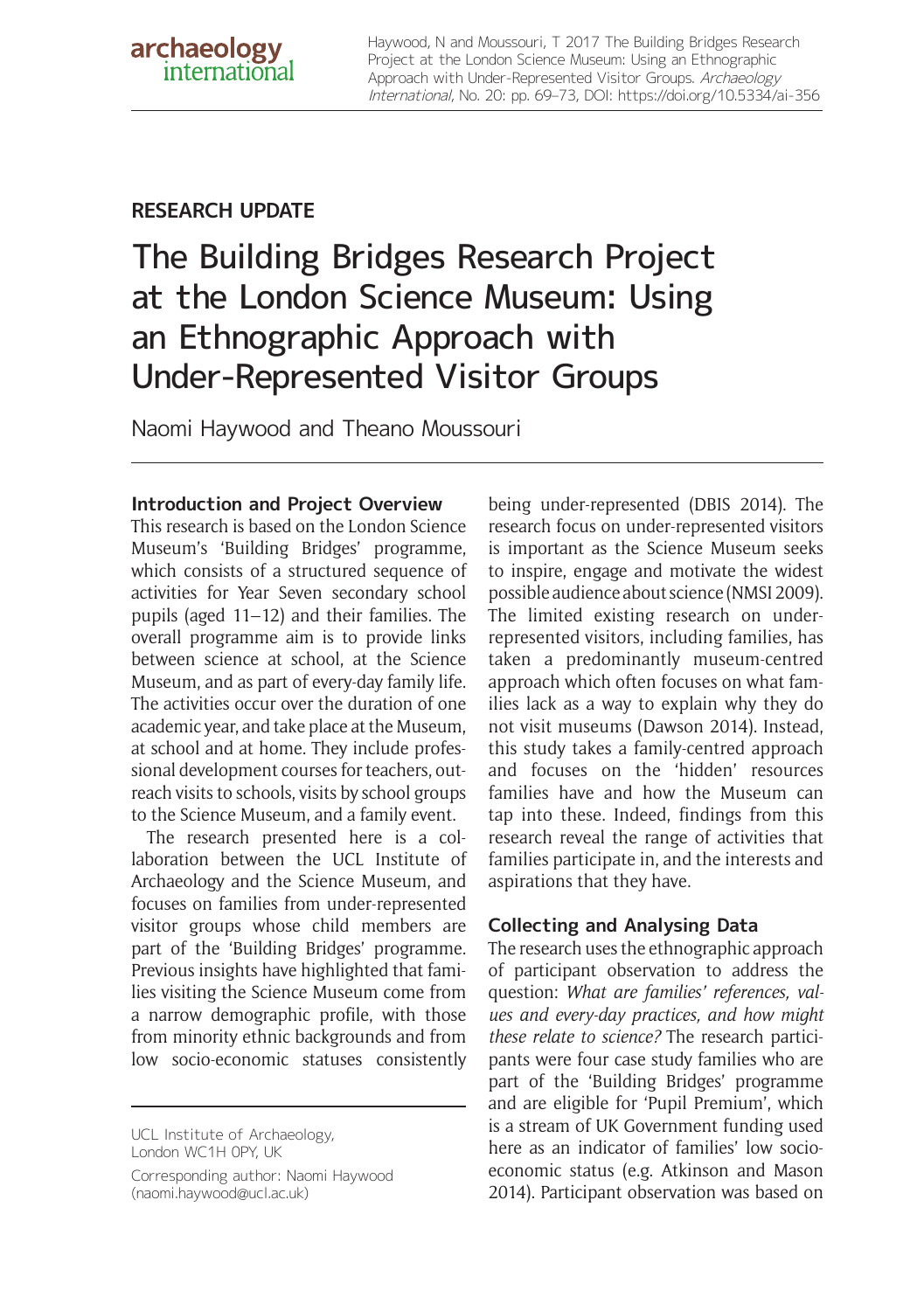RESEARCH UPDATE

# The Building Bridges Research Project at the London Science Museum: Using an Ethnographic Approach with Under-Represented Visitor Groups

Naomi Haywood and Theano Moussouri

UCL Institute of Archaeology, London WC1H 0PY, UK

Corresponding author: Naomi Haywood (naomi.haywood@ucl.ac.uk)

## Introduction and Project Overview

This research is based on the London Science Museum's 'Building Bridges' programme, which consists of a structured sequence of activities for Year Seven secondary school pupils (aged 11–12) and their families. The overall programme aim is to provide links between science at school, at the Science Museum, and as part of every-day family life. The activities occur over the duration of one academic year, and take place at the Museum, at school and at home. They include professional development courses for teachers, outreach visits to schools, visits by school groups to the Science Museum, and a family event.

The research presented here is a collaboration between the UCL Institute of Archaeology and the Science Museum, and focuses on families from under-represented visitor groups whose child members are part of the 'Building Bridges' programme. Previous insights have highlighted that families visiting the Science Museum come from a narrow demographic profile, with those from minority ethnic backgrounds and from low socio-economic statuses consistently being under-represented (DBIS 2014). The research focus on under-represented visitors is important as the Science Museum seeks to inspire, engage and motivate the widest possible audience about science (NMSI 2009). The limited existing research on under-represented visitors, including families, has taken a predominantly museum-centred approach which often focuses on what families lack as a way to explain why they do not visit museums (Dawson 2014). Instead, this study takes a family-centred approach and focuses on the 'hidden' resources families have and how the Museum can tap into these. Indeed, findings from this research reveal the range of activities that families participate in, and the interests and aspirations that they have.

## Collecting and Analysing Data

The research uses the ethnographic approach of participant observation to address the question: *What are families' references, values and every-day practices, and how might these relate to science?* The research participants were four case study families who are part of the 'Building Bridges' programme and are eligible for 'Pupil Premium', which is a stream of UK Government funding used here as an indicator of families' low socio-economic status (e.g. Atkinson and Mason 2014). Participant observation was based on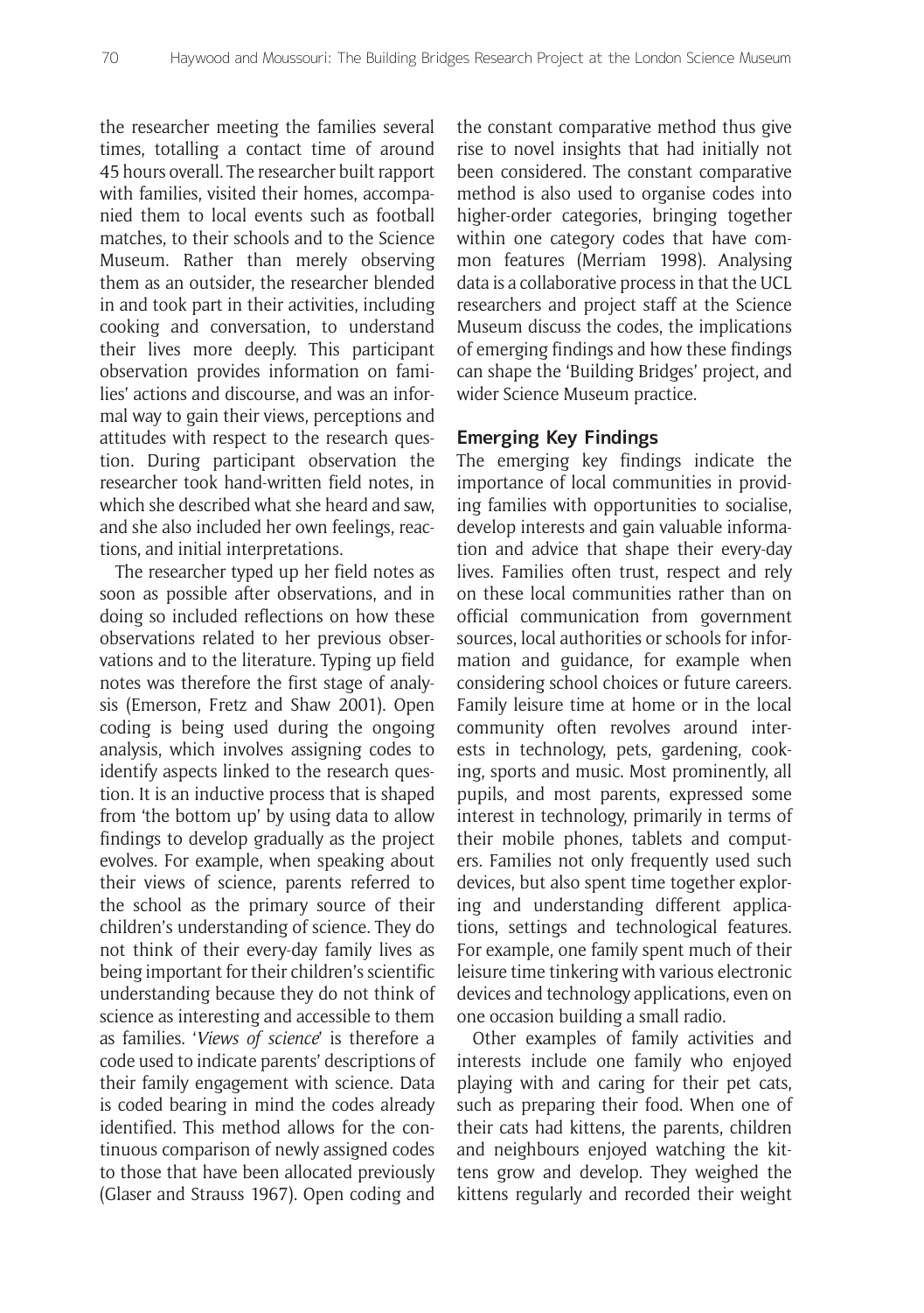the researcher meeting the families several times, totalling a contact time of around 45 hours overall. The researcher built rapport with families, visited their homes, accompanied them to local events such as football matches, to their schools and to the Science Museum. Rather than merely observing them as an outsider, the researcher blended in and took part in their activities, including cooking and conversation, to understand their lives more deeply. This participant observation provides information on families' actions and discourse, and was an informal way to gain their views, perceptions and attitudes with respect to the research question. During participant observation the researcher took hand-written field notes, in which she described what she heard and saw, and she also included her own feelings, reactions, and initial interpretations.

The researcher typed up her field notes as soon as possible after observations, and in doing so included reflections on how these observations related to her previous observations and to the literature. Typing up field notes was therefore the first stage of analysis (Emerson, Fretz and Shaw 2001). Open coding is being used during the ongoing analysis, which involves assigning codes to identify aspects linked to the research question. It is an inductive process that is shaped from 'the bottom up' by using data to allow findings to develop gradually as the project evolves. For example, when speaking about their views of science, parents referred to the school as the primary source of their children's understanding of science. They do not think of their every-day family lives as being important for their children's scientific understanding because they do not think of science as interesting and accessible to them as families. '*Views of science*' is therefore a code used to indicate parents' descriptions of their family engagement with science. Data is coded bearing in mind the codes already identified. This method allows for the continuous comparison of newly assigned codes to those that have been allocated previously (Glaser and Strauss 1967). Open coding and the constant comparative method thus give rise to novel insights that had initially not been considered. The constant comparative method is also used to organise codes into higher-order categories, bringing together within one category codes that have common features (Merriam 1998). Analysing data is a collaborative process in that the UCL researchers and project staff at the Science Museum discuss the codes, the implications of emerging findings and how these findings can shape the 'Building Bridges' project, and wider Science Museum practice.

## Emerging Key Findings

The emerging key findings indicate the importance of local communities in providing families with opportunities to socialise, develop interests and gain valuable information and advice that shape their every-day lives. Families often trust, respect and rely on these local communities rather than on official communication from government sources, local authorities or schools for information and guidance, for example when considering school choices or future careers. Family leisure time at home or in the local community often revolves around interests in technology, pets, gardening, cooking, sports and music. Most prominently, all pupils, and most parents, expressed some interest in technology, primarily in terms of their mobile phones, tablets and computers. Families not only frequently used such devices, but also spent time together exploring and understanding different applications, settings and technological features. For example, one family spent much of their leisure time tinkering with various electronic devices and technology applications, even on one occasion building a small radio.

Other examples of family activities and interests include one family who enjoyed playing with and caring for their pet cats, such as preparing their food. When one of their cats had kittens, the parents, children and neighbours enjoyed watching the kittens grow and develop. They weighed the kittens regularly and recorded their weight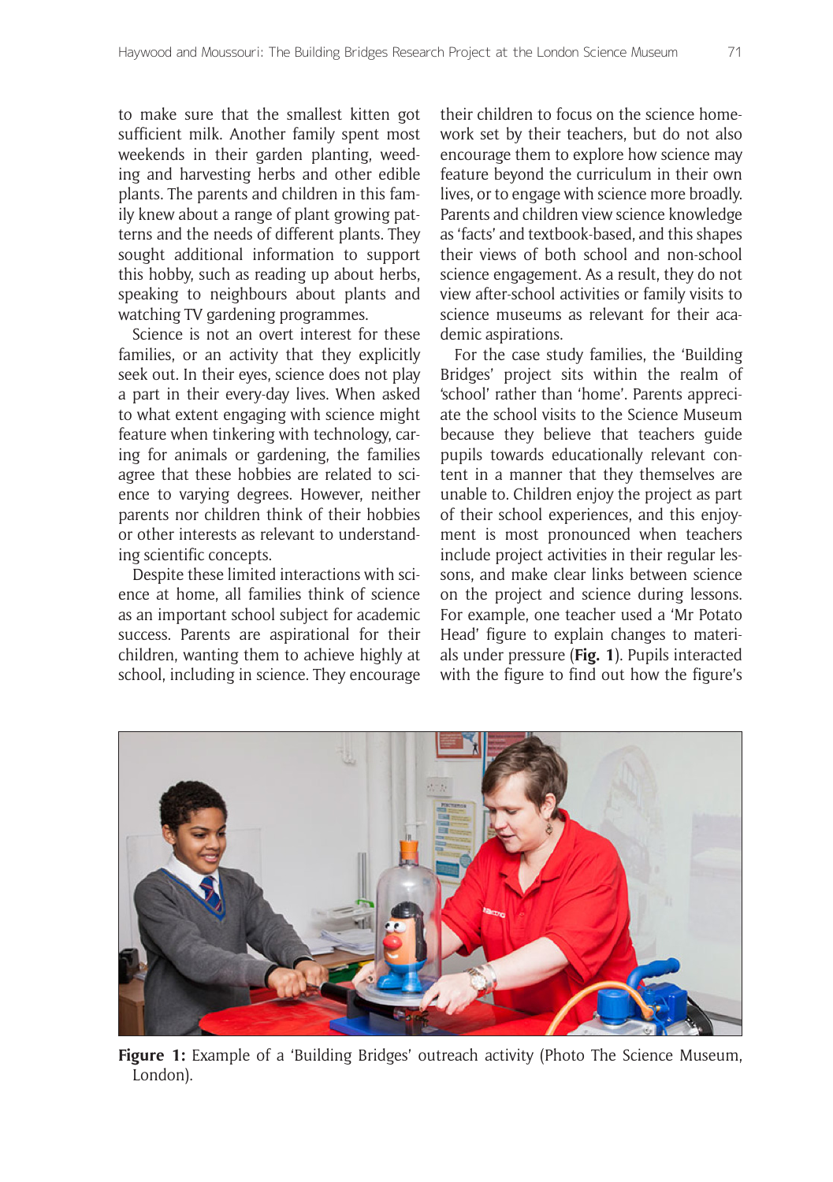to make sure that the smallest kitten got sufficient milk. Another family spent most weekends in their garden planting, weeding and harvesting herbs and other edible plants. The parents and children in this family knew about a range of plant growing patterns and the needs of different plants. They sought additional information to support this hobby, such as reading up about herbs, speaking to neighbours about plants and watching TV gardening programmes.

Science is not an overt interest for these families, or an activity that they explicitly seek out. In their eyes, science does not play a part in their every-day lives. When asked to what extent engaging with science might feature when tinkering with technology, caring for animals or gardening, the families agree that these hobbies are related to science to varying degrees. However, neither parents nor children think of their hobbies or other interests as relevant to understanding scientific concepts.

Despite these limited interactions with science at home, all families think of science as an important school subject for academic success. Parents are aspirational for their children, wanting them to achieve highly at school, including in science. They encourage their children to focus on the science homework set by their teachers, but do not also encourage them to explore how science may feature beyond the curriculum in their own lives, or to engage with science more broadly. Parents and children view science knowledge as 'facts' and textbook-based, and this shapes their views of both school and non-school science engagement. As a result, they do not view after-school activities or family visits to science museums as relevant for their academic aspirations.

For the case study families, the 'Building Bridges' project sits within the realm of 'school' rather than 'home'. Parents appreciate the school visits to the Science Museum because they believe that teachers guide pupils towards educationally relevant content in a manner that they themselves are unable to. Children enjoy the project as part of their school experiences, and this enjoyment is most pronounced when teachers include project activities in their regular lessons, and make clear links between science on the project and science during lessons. For example, one teacher used a 'Mr Potato Head' figure to explain changes to materials under pressure (**Fig. 1**). Pupils interacted with the figure to find out how the figure's

**Figure 1:** Example of a 'Building Bridges' outreach activity (Photo The Science Museum, London).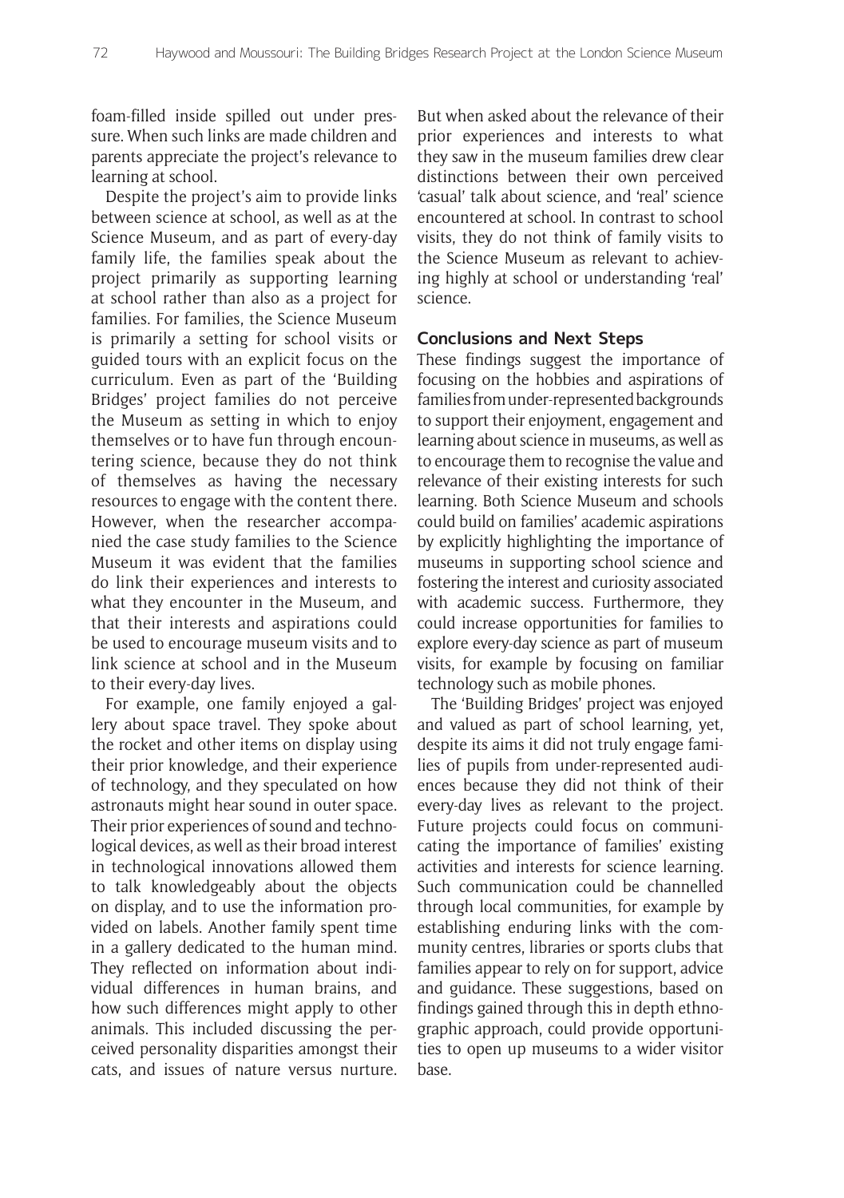foam-filled inside spilled out under pressure. When such links are made children and parents appreciate the project's relevance to learning at school.

Despite the project's aim to provide links between science at school, as well as at the Science Museum, and as part of every-day family life, the families speak about the project primarily as supporting learning at school rather than also as a project for families. For families, the Science Museum is primarily a setting for school visits or guided tours with an explicit focus on the curriculum. Even as part of the 'Building Bridges' project families do not perceive the Museum as setting in which to enjoy themselves or to have fun through encountering science, because they do not think of themselves as having the necessary resources to engage with the content there. However, when the researcher accompanied the case study families to the Science Museum it was evident that the families do link their experiences and interests to what they encounter in the Museum, and that their interests and aspirations could be used to encourage museum visits and to link science at school and in the Museum to their every-day lives.

For example, one family enjoyed a gallery about space travel. They spoke about the rocket and other items on display using their prior knowledge, and their experience of technology, and they speculated on how astronauts might hear sound in outer space. Their prior experiences of sound and technological devices, as well as their broad interest in technological innovations allowed them to talk knowledgeably about the objects on display, and to use the information provided on labels. Another family spent time in a gallery dedicated to the human mind. They reflected on information about individual differences in human brains, and how such differences might apply to other animals. This included discussing the perceived personality disparities amongst their cats, and issues of nature versus nurture. But when asked about the relevance of their prior experiences and interests to what they saw in the museum families drew clear distinctions between their own perceived 'casual' talk about science, and 'real' science encountered at school. In contrast to school visits, they do not think of family visits to the Science Museum as relevant to achieving highly at school or understanding 'real' science.

## Conclusions and Next Steps

These findings suggest the importance of focusing on the hobbies and aspirations of families from under-represented backgrounds to support their enjoyment, engagement and learning about science in museums, as well as to encourage them to recognise the value and relevance of their existing interests for such learning. Both Science Museum and schools could build on families' academic aspirations by explicitly highlighting the importance of museums in supporting school science and fostering the interest and curiosity associated with academic success. Furthermore, they could increase opportunities for families to explore every-day science as part of museum visits, for example by focusing on familiar technology such as mobile phones.

The 'Building Bridges' project was enjoyed and valued as part of school learning, yet, despite its aims it did not truly engage families of pupils from under-represented audiences because they did not think of their every-day lives as relevant to the project. Future projects could focus on communicating the importance of families' existing activities and interests for science learning. Such communication could be channelled through local communities, for example by establishing enduring links with the community centres, libraries or sports clubs that families appear to rely on for support, advice and guidance. These suggestions, based on findings gained through this in depth ethnographic approach, could provide opportunities to open up museums to a wider visitor base.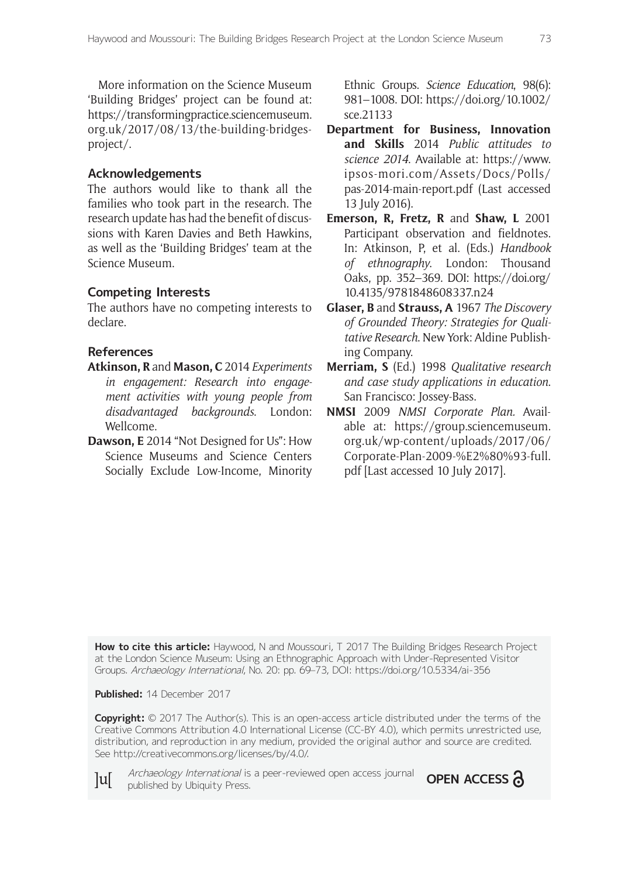More information on the Science Museum 'Building Bridges' project can be found at: https://transformingpractice.sciencemuseum.org.uk/2017/08/13/the-building-bridges-project/.

## Acknowledgements

The authors would like to thank all the families who took part in the research. The research update has had the benefit of discussions with Karen Davies and Beth Hawkins, as well as the 'Building Bridges' team at the Science Museum.

## Competing Interests

The authors have no competing interests to declare.

## References

**Atkinson, R** and **Mason, C** 2014 *Experiments in engagement: Research into engagement activities with young people from disadvantaged backgrounds*. London: Wellcome.

**Dawson, E** 2014 "Not Designed for Us": How Science Museums and Science Centers Socially Exclude Low-Income, Minority Ethnic Groups. *Science Education*, 98(6): 981–1008. DOI: https://doi.org/10.1002/sce.21133

**Department for Business, Innovation and Skills** 2014 *Public attitudes to science 2014*. Available at: https://www.ipsos-mori.com/Assets/Docs/Polls/pas-2014-main-report.pdf (Last accessed 13 July 2016).

**Emerson, R, Fretz, R** and **Shaw, L** 2001 Participant observation and fieldnotes. In: Atkinson, P, et al. (Eds.) *Handbook of ethnography*. London: Thousand Oaks, pp. 352–369. DOI: https://doi.org/10.4135/9781848608337.n24

**Glaser, B** and **Strauss, A** 1967 *The Discovery of Grounded Theory: Strategies for Qualitative Research*. New York: Aldine Publishing Company.

**Merriam, S** (Ed.) 1998 *Qualitative research and case study applications in education*. San Francisco: Jossey-Bass.

**NMSI** 2009 *NMSI Corporate Plan*. Available at: https://group.sciencemuseum.org.uk/wp-content/uploads/2017/06/Corporate-Plan-2009-%E2%80%93-full.pdf [Last accessed 10 July 2017].

**How to cite this article:** Haywood, N and Moussouri, T 2017 The Building Bridges Research Project at the London Science Museum: Using an Ethnographic Approach with Under-Represented Visitor Groups. *Archaeology International*, No. 20: pp. 69–73, DOI: https://doi.org/10.5334/ai-356

**Published:** 14 December 2017

**Copyright:** © 2017 The Author(s). This is an open-access article distributed under the terms of the Creative Commons Attribution 4.0 International License (CC-BY 4.0), which permits unrestricted use, distribution, and reproduction in any medium, provided the original author and source are credited. See http://creativecommons.org/licenses/by/4.0/.

*Archaeology International* is a peer-reviewed open access journal published by Ubiquity Press.

OPEN ACCESS